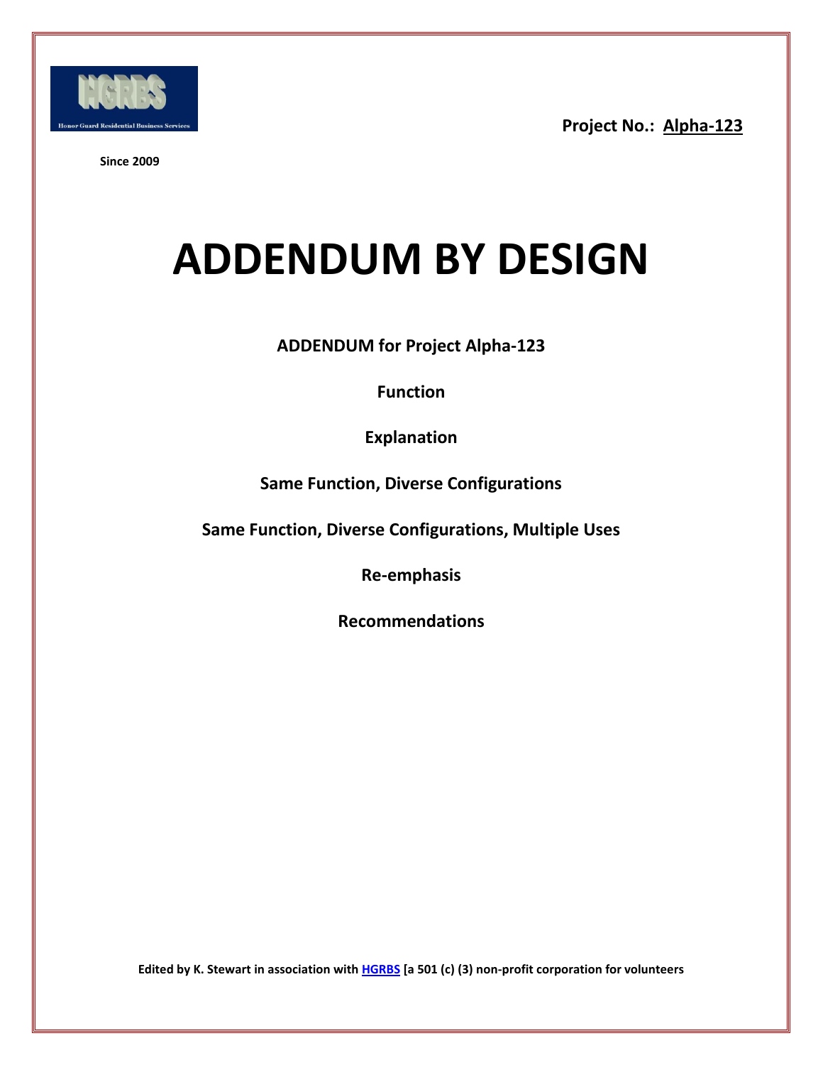HGRBS

Honor Guard Residential Business Services

Since 2009

**Project No.: Alpha-123**

# ADDENDUM BY DESIGN

**ADDENDUM for Project Alpha-123**

**Function**

**Explanation**

**Same Function, Diverse Configurations**

**Same Function, Diverse Configurations, Multiple Uses**

**Re-emphasis**

**Recommendations**

**Edited by K. Stewart in association with HGRBS [a 501 (c) (3) non-profit corporation for volunteers**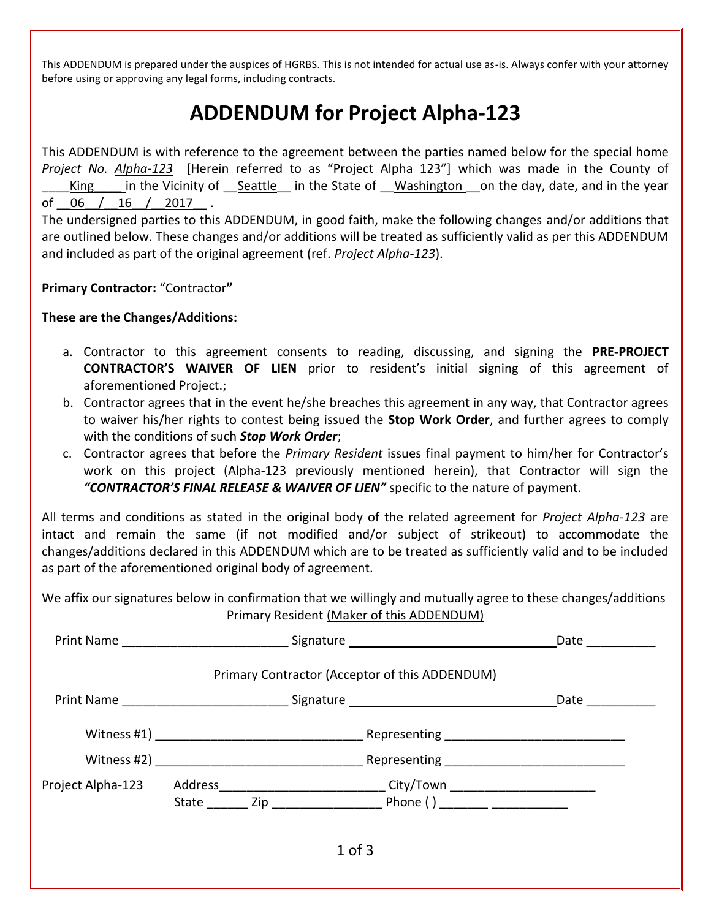This ADDENDUM is prepared under the auspices of HGRBS. This is not intended for actual use as-is. Always confer with your attorney before using or approving any legal forms, including contracts.

# ADDENDUM for Project Alpha-123

This ADDENDUM is with reference to the agreement between the parties named below for the special home *Project No. Alpha-123* [Herein referred to as "Project Alpha 123"] which was made in the County of ____King_____in the Vicinity of __Seattle__ in the State of __Washington__on the day, date, and in the year of __06__/__16__/__2017__ .

The undersigned parties to this ADDENDUM, in good faith, make the following changes and/or additions that are outlined below. These changes and/or additions will be treated as sufficiently valid as per this ADDENDUM and included as part of the original agreement (ref. *Project Alpha-123*).

**Primary Contractor:** "Contractor**"**

**These are the Changes/Additions:**

a. Contractor to this agreement consents to reading, discussing, and signing the **PRE-PROJECT CONTRACTOR'S WAIVER OF LIEN** prior to resident's initial signing of this agreement of aforementioned Project.;
b. Contractor agrees that in the event he/she breaches this agreement in any way, that Contractor agrees to waiver his/her rights to contest being issued the **Stop Work Order**, and further agrees to comply with the conditions of such ***Stop Work Order***;
c. Contractor agrees that before the *Primary Resident* issues final payment to him/her for Contractor's work on this project (Alpha-123 previously mentioned herein), that Contractor will sign the ***"CONTRACTOR'S FINAL RELEASE & WAIVER OF LIEN"*** specific to the nature of payment.

All terms and conditions as stated in the original body of the related agreement for *Project Alpha-123* are intact and remain the same (if not modified and/or subject of strikeout) to accommodate the changes/additions declared in this ADDENDUM which are to be treated as sufficiently valid and to be included as part of the aforementioned original body of agreement.

We affix our signatures below in confirmation that we willingly and mutually agree to these changes/additions

Primary Resident (Maker of this ADDENDUM)

Print Name ________________________ Signature ______________________________ Date __________

Primary Contractor (Acceptor of this ADDENDUM)

Print Name ________________________ Signature ______________________________ Date __________

Witness #1) ______________________________ Representing __________________________

Witness #2) ______________________________ Representing __________________________

Project Alpha-123 Address________________________ City/Town _____________________
State ______ Zip ________________ Phone ( ) _______ ___________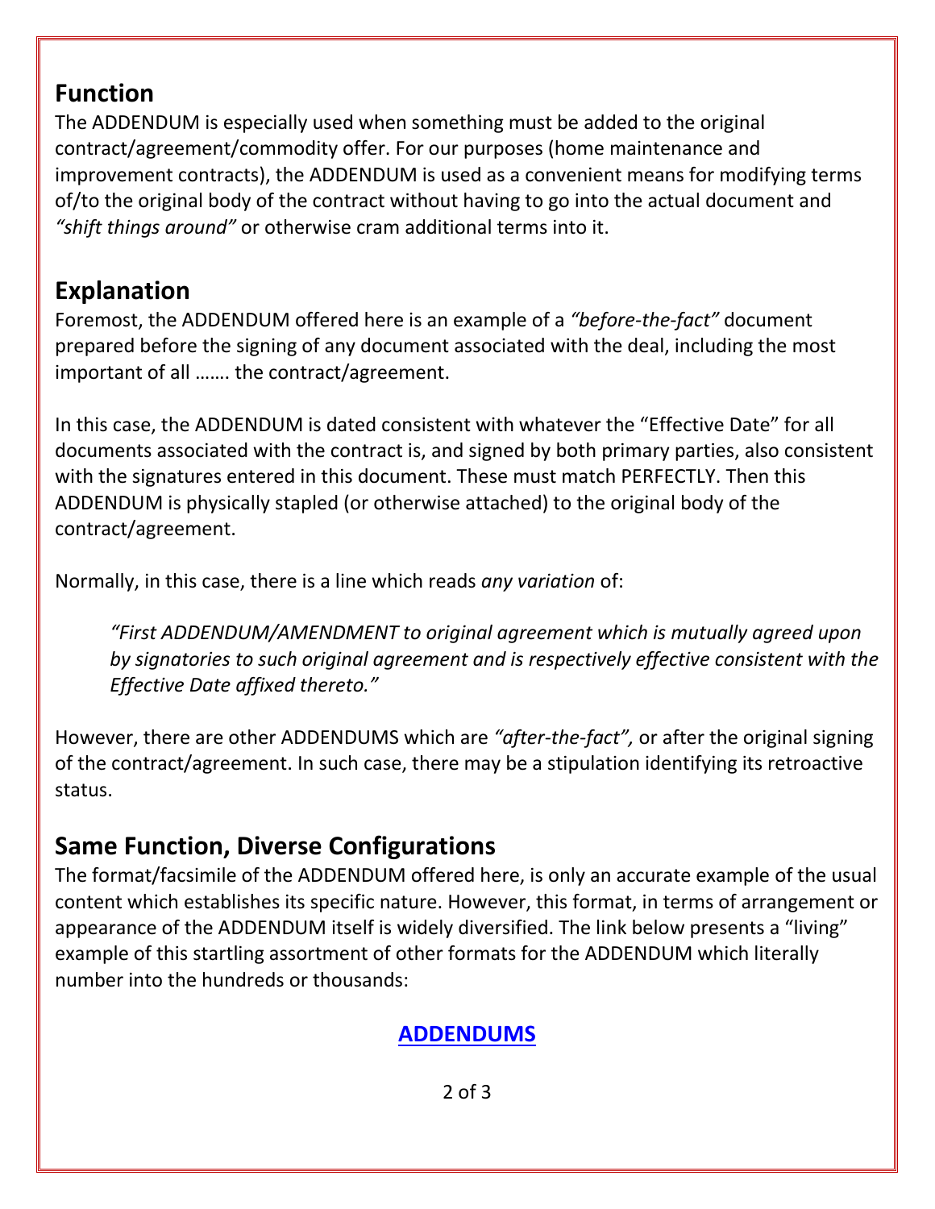## Function

The ADDENDUM is especially used when something must be added to the original contract/agreement/commodity offer. For our purposes (home maintenance and improvement contracts), the ADDENDUM is used as a convenient means for modifying terms of/to the original body of the contract without having to go into the actual document and *"shift things around"* or otherwise cram additional terms into it.

## Explanation

Foremost, the ADDENDUM offered here is an example of a *"before-the-fact"* document prepared before the signing of any document associated with the deal, including the most important of all ……. the contract/agreement.

In this case, the ADDENDUM is dated consistent with whatever the "Effective Date" for all documents associated with the contract is, and signed by both primary parties, also consistent with the signatures entered in this document. These must match PERFECTLY. Then this ADDENDUM is physically stapled (or otherwise attached) to the original body of the contract/agreement.

Normally, in this case, there is a line which reads *any variation* of:

> *"First ADDENDUM/AMENDMENT to original agreement which is mutually agreed upon by signatories to such original agreement and is respectively effective consistent with the Effective Date affixed thereto."*

However, there are other ADDENDUMS which are *"after-the-fact",* or after the original signing of the contract/agreement. In such case, there may be a stipulation identifying its retroactive status.

## Same Function, Diverse Configurations

The format/facsimile of the ADDENDUM offered here, is only an accurate example of the usual content which establishes its specific nature. However, this format, in terms of arrangement or appearance of the ADDENDUM itself is widely diversified. The link below presents a "living" example of this startling assortment of other formats for the ADDENDUM which literally number into the hundreds or thousands:

**ADDENDUMS**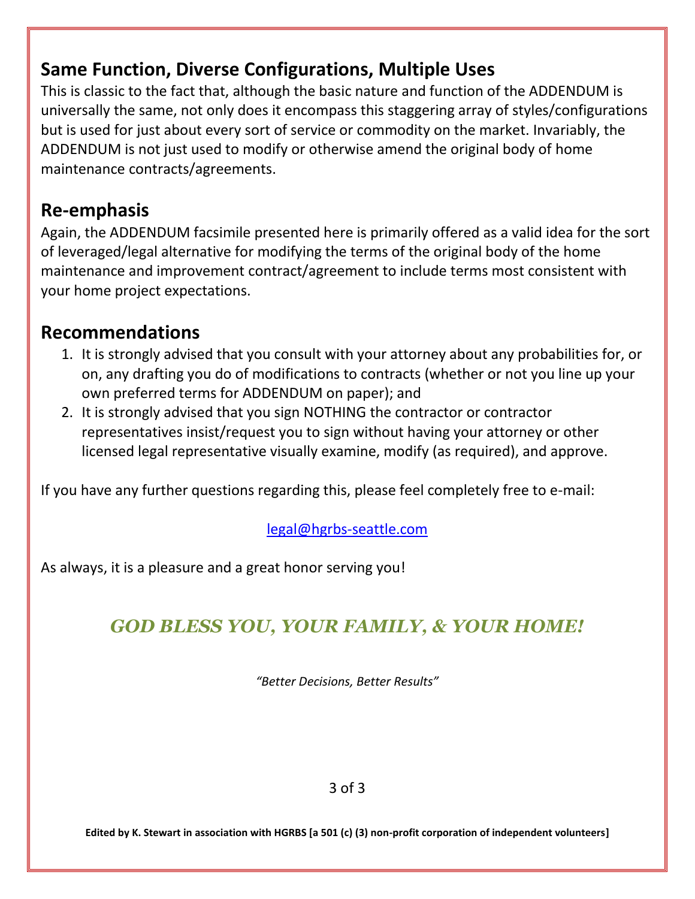## Same Function, Diverse Configurations, Multiple Uses

This is classic to the fact that, although the basic nature and function of the ADDENDUM is universally the same, not only does it encompass this staggering array of styles/configurations but is used for just about every sort of service or commodity on the market. Invariably, the ADDENDUM is not just used to modify or otherwise amend the original body of home maintenance contracts/agreements.

## Re-emphasis

Again, the ADDENDUM facsimile presented here is primarily offered as a valid idea for the sort of leveraged/legal alternative for modifying the terms of the original body of the home maintenance and improvement contract/agreement to include terms most consistent with your home project expectations.

## Recommendations

1. It is strongly advised that you consult with your attorney about any probabilities for, or on, any drafting you do of modifications to contracts (whether or not you line up your own preferred terms for ADDENDUM on paper); and
2. It is strongly advised that you sign NOTHING the contractor or contractor representatives insist/request you to sign without having your attorney or other licensed legal representative visually examine, modify (as required), and approve.

If you have any further questions regarding this, please feel completely free to e-mail:

legal@hgrbs-seattle.com

As always, it is a pleasure and a great honor serving you!

***GOD BLESS YOU, YOUR FAMILY, & YOUR HOME!***

*"Better Decisions, Better Results"*

**Edited by K. Stewart in association with HGRBS [a 501 (c) (3) non-profit corporation of independent volunteers]**